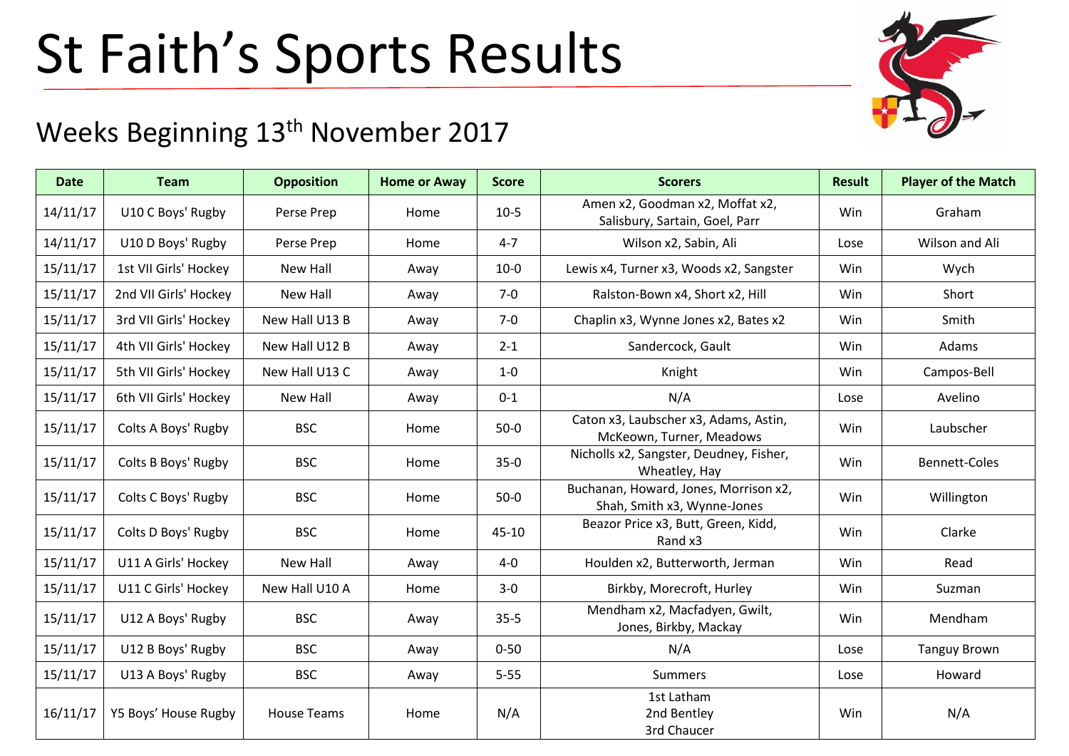# St Faith's Sports Results

## Weeks Beginning 13th November 2017

| Date | Team | Opposition | Home or Away | Score | Scorers | Result | Player of the Match |
|---|---|---|---|---|---|---|---|
| 14/11/17 | U10 C Boys' Rugby | Perse Prep | Home | 10-5 | Amen x2, Goodman x2, Moffat x2, Salisbury, Sartain, Goel, Parr | Win | Graham |
| 14/11/17 | U10 D Boys' Rugby | Perse Prep | Home | 4-7 | Wilson x2, Sabin, Ali | Lose | Wilson and Ali |
| 15/11/17 | 1st VII Girls' Hockey | New Hall | Away | 10-0 | Lewis x4, Turner x3, Woods x2, Sangster | Win | Wych |
| 15/11/17 | 2nd VII Girls' Hockey | New Hall | Away | 7-0 | Ralston-Bown x4, Short x2, Hill | Win | Short |
| 15/11/17 | 3rd VII Girls' Hockey | New Hall U13 B | Away | 7-0 | Chaplin x3, Wynne Jones x2, Bates x2 | Win | Smith |
| 15/11/17 | 4th VII Girls' Hockey | New Hall U12 B | Away | 2-1 | Sandercock, Gault | Win | Adams |
| 15/11/17 | 5th VII Girls' Hockey | New Hall U13 C | Away | 1-0 | Knight | Win | Campos-Bell |
| 15/11/17 | 6th VII Girls' Hockey | New Hall | Away | 0-1 | N/A | Lose | Avelino |
| 15/11/17 | Colts A Boys' Rugby | BSC | Home | 50-0 | Caton x3, Laubscher x3, Adams, Astin, McKeown, Turner, Meadows | Win | Laubscher |
| 15/11/17 | Colts B Boys' Rugby | BSC | Home | 35-0 | Nicholls x2, Sangster, Deudney, Fisher, Wheatley, Hay | Win | Bennett-Coles |
| 15/11/17 | Colts C Boys' Rugby | BSC | Home | 50-0 | Buchanan, Howard, Jones, Morrison x2, Shah, Smith x3, Wynne-Jones | Win | Willington |
| 15/11/17 | Colts D Boys' Rugby | BSC | Home | 45-10 | Beazor Price x3, Butt, Green, Kidd, Rand x3 | Win | Clarke |
| 15/11/17 | U11 A Girls' Hockey | New Hall | Away | 4-0 | Houlden x2, Butterworth, Jerman | Win | Read |
| 15/11/17 | U11 C Girls' Hockey | New Hall U10 A | Home | 3-0 | Birkby, Morecroft, Hurley | Win | Suzman |
| 15/11/17 | U12 A Boys' Rugby | BSC | Away | 35-5 | Mendham x2, Macfadyen, Gwilt, Jones, Birkby, Mackay | Win | Mendham |
| 15/11/17 | U12 B Boys' Rugby | BSC | Away | 0-50 | N/A | Lose | Tanguy Brown |
| 15/11/17 | U13 A Boys' Rugby | BSC | Away | 5-55 | Summers | Lose | Howard |
| 16/11/17 | Y5 Boys' House Rugby | House Teams | Home | N/A | 1st Latham<br>2nd Bentley<br>3rd Chaucer | Win | N/A |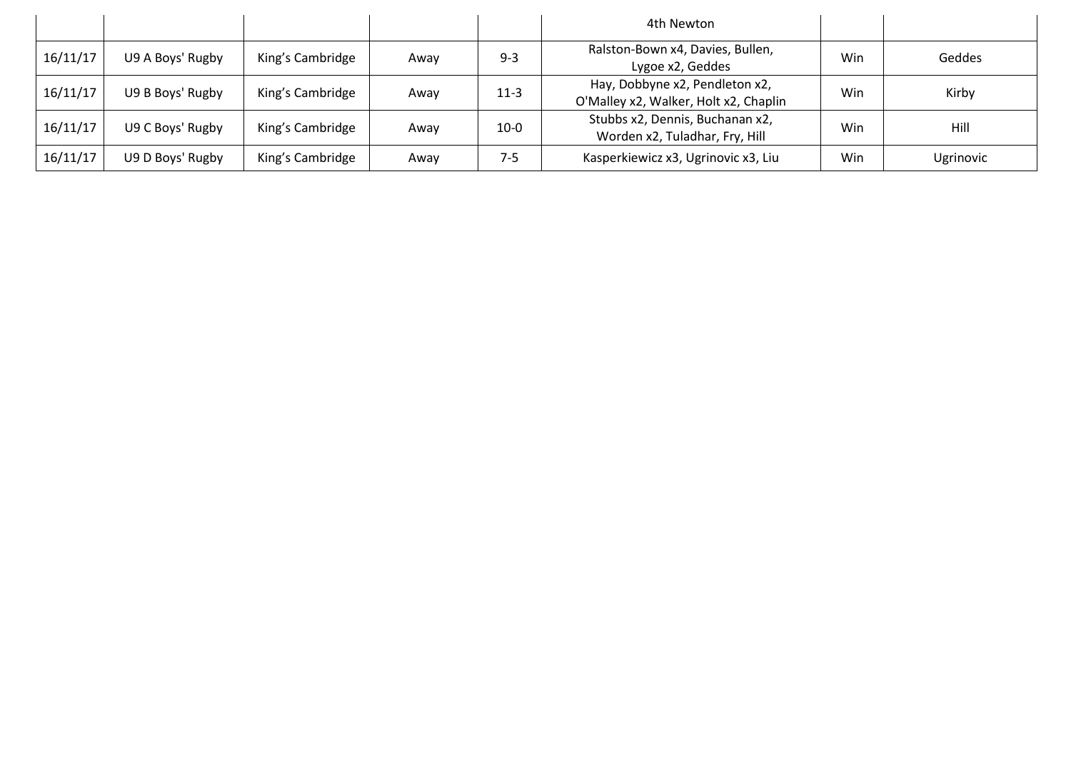| | | | | | | | |
|---|---|---|---|---|---|---|---|
| | | | | | 4th Newton | | |
| 16/11/17 | U9 A Boys' Rugby | King's Cambridge | Away | 9-3 | Ralston-Bown x4, Davies, Bullen, Lygoe x2, Geddes | Win | Geddes |
| 16/11/17 | U9 B Boys' Rugby | King's Cambridge | Away | 11-3 | Hay, Dobbyne x2, Pendleton x2, O'Malley x2, Walker, Holt x2, Chaplin | Win | Kirby |
| 16/11/17 | U9 C Boys' Rugby | King's Cambridge | Away | 10-0 | Stubbs x2, Dennis, Buchanan x2, Worden x2, Tuladhar, Fry, Hill | Win | Hill |
| 16/11/17 | U9 D Boys' Rugby | King's Cambridge | Away | 7-5 | Kasperkiewicz x3, Ugrinovic x3, Liu | Win | Ugrinovic |